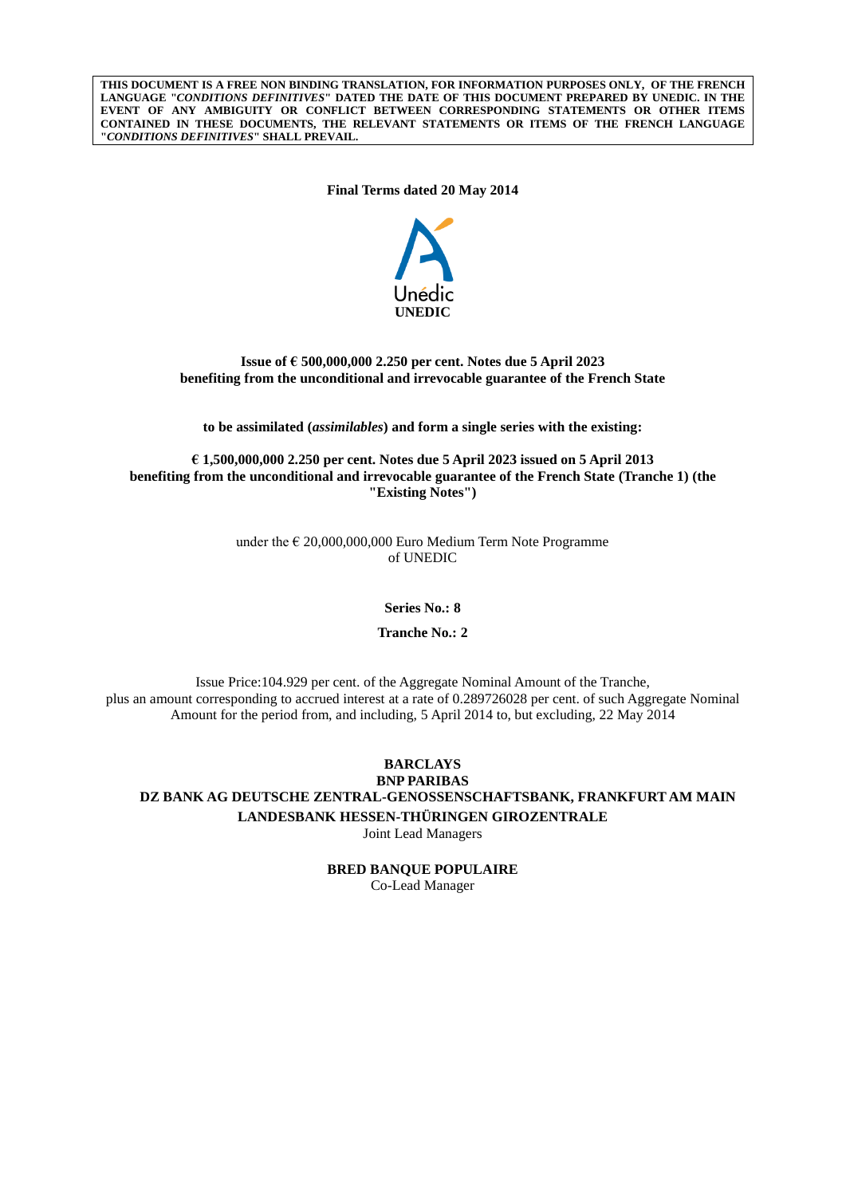**THIS DOCUMENT IS A FREE NON BINDING TRANSLATION, FOR INFORMATION PURPOSES ONLY, OF THE FRENCH LANGUAGE "*CONDITIONS DEFINITIVES*" DATED THE DATE OF THIS DOCUMENT PREPARED BY UNEDIC. IN THE EVENT OF ANY AMBIGUITY OR CONFLICT BETWEEN CORRESPONDING STATEMENTS OR OTHER ITEMS CONTAINED IN THESE DOCUMENTS, THE RELEVANT STATEMENTS OR ITEMS OF THE FRENCH LANGUAGE "*CONDITIONS DEFINITIVES*" SHALL PREVAIL.**

**Final Terms dated 20 May 2014**

Unédic

**UNEDIC**

**Issue of € 500,000,000 2.250 per cent. Notes due 5 April 2023**
**benefiting from the unconditional and irrevocable guarantee of the French State**

**to be assimilated (*assimilables*) and form a single series with the existing:**

**€ 1,500,000,000 2.250 per cent. Notes due 5 April 2023 issued on 5 April 2013 benefiting from the unconditional and irrevocable guarantee of the French State (Tranche 1) (the "Existing Notes")**

under the € 20,000,000,000 Euro Medium Term Note Programme
of UNEDIC

**Series No.: 8**

**Tranche No.: 2**

Issue Price:104.929 per cent. of the Aggregate Nominal Amount of the Tranche, plus an amount corresponding to accrued interest at a rate of 0.289726028 per cent. of such Aggregate Nominal Amount for the period from, and including, 5 April 2014 to, but excluding, 22 May 2014

**BARCLAYS**
**BNP PARIBAS**
**DZ BANK AG DEUTSCHE ZENTRAL-GENOSSENSCHAFTSBANK, FRANKFURT AM MAIN**
**LANDESBANK HESSEN-THÜRINGEN GIROZENTRALE**
Joint Lead Managers

**BRED BANQUE POPULAIRE**
Co-Lead Manager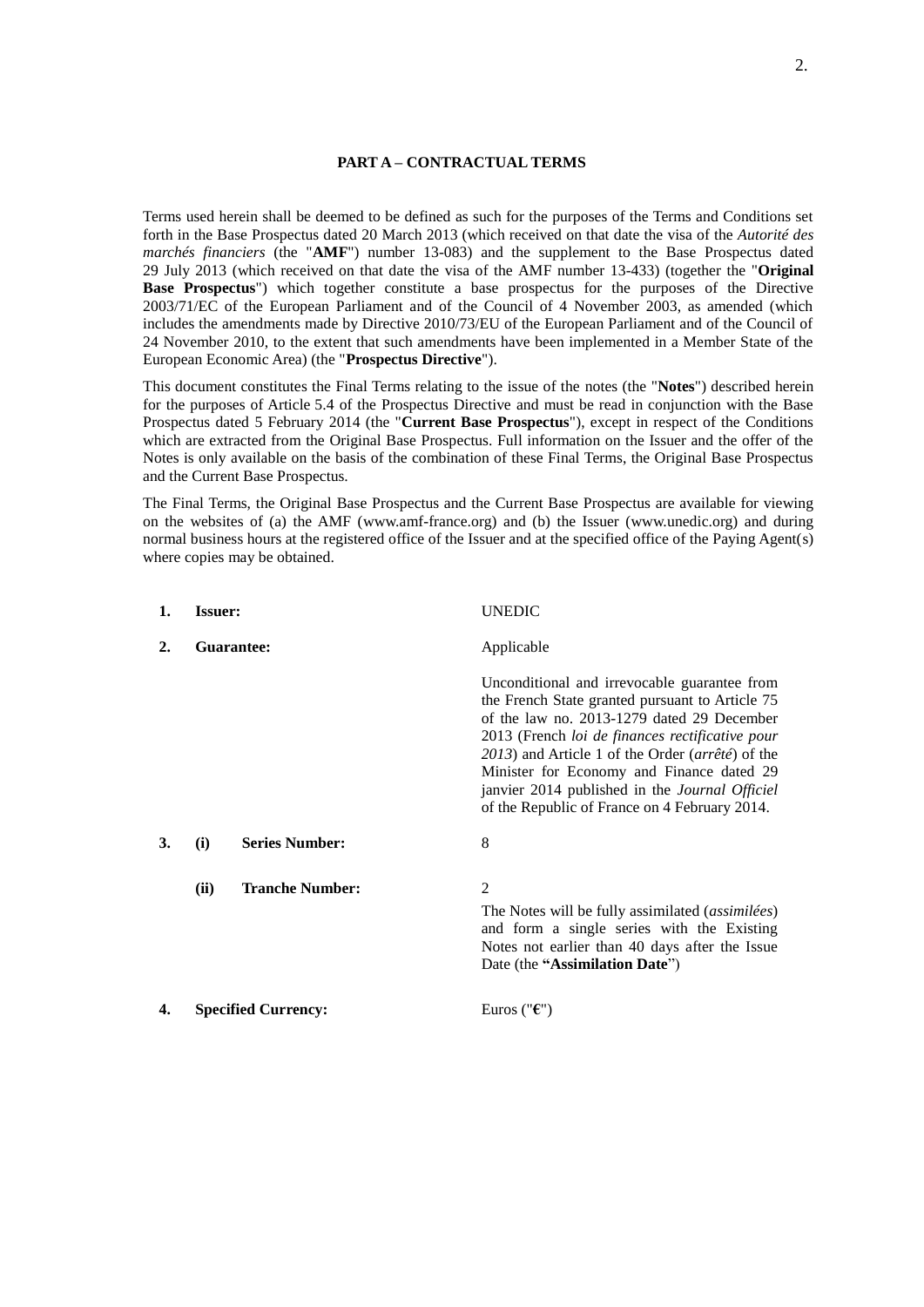## PART A – CONTRACTUAL TERMS

Terms used herein shall be deemed to be defined as such for the purposes of the Terms and Conditions set forth in the Base Prospectus dated 20 March 2013 (which received on that date the visa of the *Autorité des marchés financiers* (the "**AMF**") number 13-083) and the supplement to the Base Prospectus dated 29 July 2013 (which received on that date the visa of the AMF number 13-433) (together the "**Original Base Prospectus**") which together constitute a base prospectus for the purposes of the Directive 2003/71/EC of the European Parliament and of the Council of 4 November 2003, as amended (which includes the amendments made by Directive 2010/73/EU of the European Parliament and of the Council of 24 November 2010, to the extent that such amendments have been implemented in a Member State of the European Economic Area) (the "**Prospectus Directive**").

This document constitutes the Final Terms relating to the issue of the notes (the "**Notes**") described herein for the purposes of Article 5.4 of the Prospectus Directive and must be read in conjunction with the Base Prospectus dated 5 February 2014 (the "**Current Base Prospectus**"), except in respect of the Conditions which are extracted from the Original Base Prospectus. Full information on the Issuer and the offer of the Notes is only available on the basis of the combination of these Final Terms, the Original Base Prospectus and the Current Base Prospectus.

The Final Terms, the Original Base Prospectus and the Current Base Prospectus are available for viewing on the websites of (a) the AMF (www.amf-france.org) and (b) the Issuer (www.unedic.org) and during normal business hours at the registered office of the Issuer and at the specified office of the Paying Agent(s) where copies may be obtained.

| | | |
|---|---|---|
| **1.** | **Issuer:** | UNEDIC |
| **2.** | **Guarantee:** | Applicable<br><br>Unconditional and irrevocable guarantee from the French State granted pursuant to Article 75 of the law no. 2013-1279 dated 29 December 2013 (French *loi de finances rectificative pour 2013*) and Article 1 of the Order (*arrêté*) of the Minister for Economy and Finance dated 29 janvier 2014 published in the *Journal Officiel* of the Republic of France on 4 February 2014. |
| **3.** | **(i) Series Number:** | 8 |
| | **(ii) Tranche Number:** | 2<br>The Notes will be fully assimilated (*assimilées*) and form a single series with the Existing Notes not earlier than 40 days after the Issue Date (the **"Assimilation Date"**) |
| **4.** | **Specified Currency:** | Euros ("**€**") |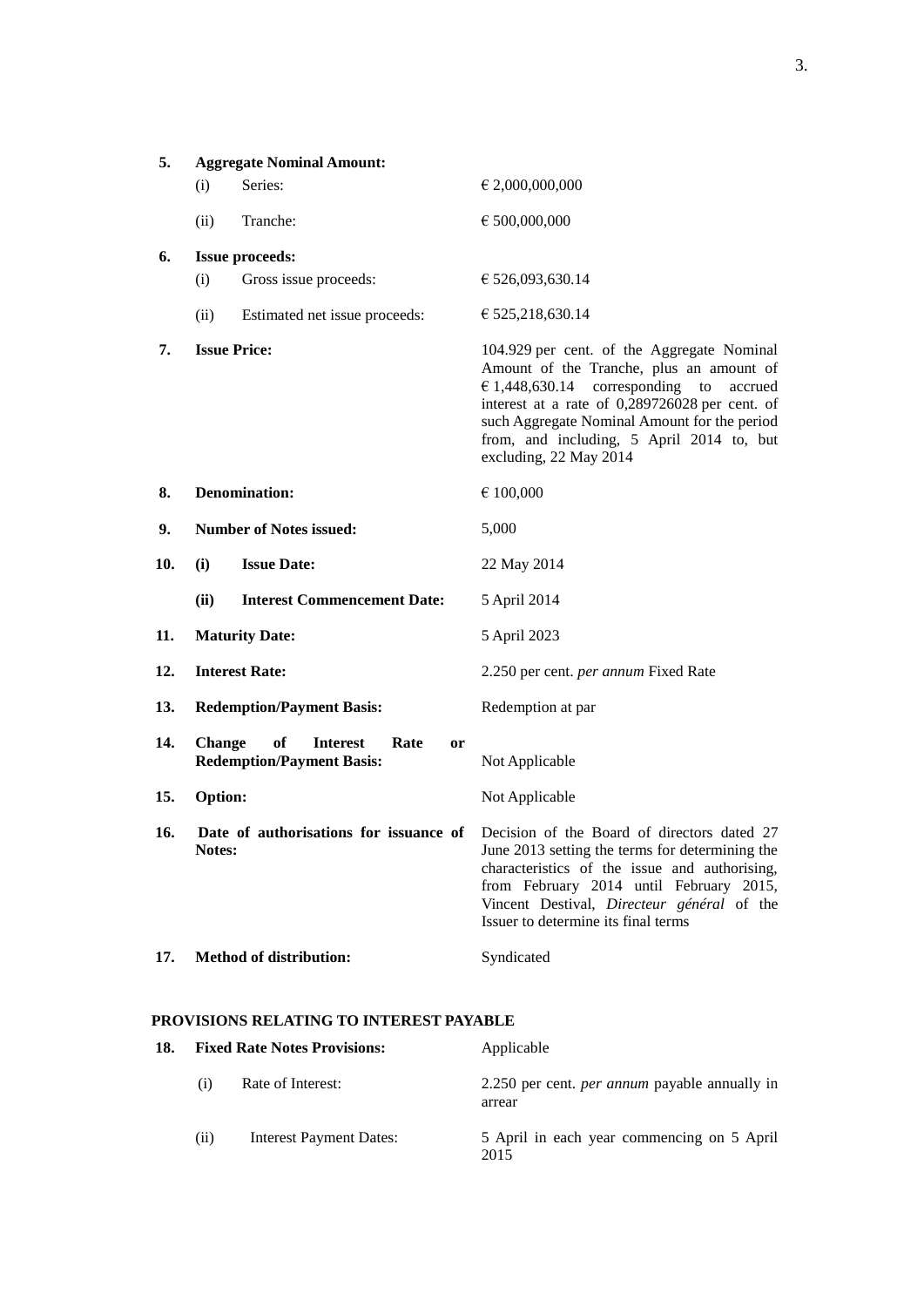| | | |
|---|---|---|
| **5.** | **Aggregate Nominal Amount:** | |
| | (i) Series: | € 2,000,000,000 |
| | (ii) Tranche: | € 500,000,000 |
| **6.** | **Issue proceeds:** | |
| | (i) Gross issue proceeds: | € 526,093,630.14 |
| | (ii) Estimated net issue proceeds: | € 525,218,630.14 |
| **7.** | **Issue Price:** | 104.929 per cent. of the Aggregate Nominal Amount of the Tranche, plus an amount of € 1,448,630.14 corresponding to accrued interest at a rate of 0,289726028 per cent. of such Aggregate Nominal Amount for the period from, and including, 5 April 2014 to, but excluding, 22 May 2014 |
| **8.** | **Denomination:** | € 100,000 |
| **9.** | **Number of Notes issued:** | 5,000 |
| **10.** | **(i) Issue Date:** | 22 May 2014 |
| | **(ii) Interest Commencement Date:** | 5 April 2014 |
| **11.** | **Maturity Date:** | 5 April 2023 |
| **12.** | **Interest Rate:** | 2.250 per cent. *per annum* Fixed Rate |
| **13.** | **Redemption/Payment Basis:** | Redemption at par |
| **14.** | **Change of Interest Rate or Redemption/Payment Basis:** | Not Applicable |
| **15.** | **Option:** | Not Applicable |
| **16.** | **Date of authorisations for issuance of Notes:** | Decision of the Board of directors dated 27 June 2013 setting the terms for determining the characteristics of the issue and authorising, from February 2014 until February 2015, Vincent Destival, *Directeur général* of the Issuer to determine its final terms |
| **17.** | **Method of distribution:** | Syndicated |

## PROVISIONS RELATING TO INTEREST PAYABLE

| | | |
|---|---|---|
| **18.** | **Fixed Rate Notes Provisions:** | Applicable |
| | (i) Rate of Interest: | 2.250 per cent. *per annum* payable annually in arrear |
| | (ii) Interest Payment Dates: | 5 April in each year commencing on 5 April 2015 |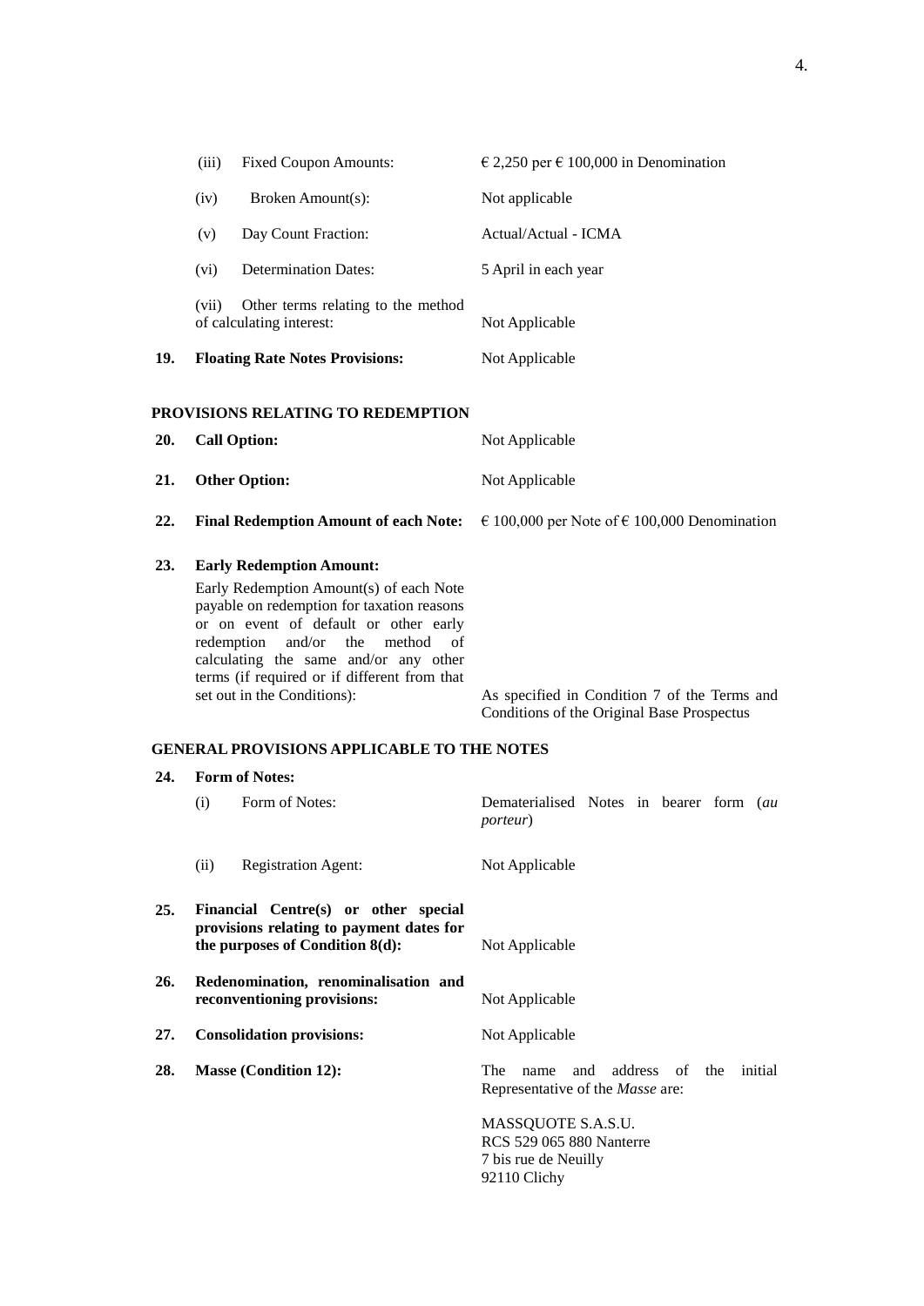| | | |
|---|---|---|
| | (iii) Fixed Coupon Amounts: | € 2,250 per € 100,000 in Denomination |
| | (iv) Broken Amount(s): | Not applicable |
| | (v) Day Count Fraction: | Actual/Actual - ICMA |
| | (vi) Determination Dates: | 5 April in each year |
| | (vii) Other terms relating to the method of calculating interest: | Not Applicable |
| **19.** | **Floating Rate Notes Provisions:** | Not Applicable |

**PROVISIONS RELATING TO REDEMPTION**

| | | |
|---|---|---|
| **20.** | **Call Option:** | Not Applicable |
| **21.** | **Other Option:** | Not Applicable |
| **22.** | **Final Redemption Amount of each Note:** | € 100,000 per Note of € 100,000 Denomination |
| **23.** | **Early Redemption Amount:**<br>Early Redemption Amount(s) of each Note payable on redemption for taxation reasons or on event of default or other early redemption and/or the method of calculating the same and/or any other terms (if required or if different from that set out in the Conditions): | As specified in Condition 7 of the Terms and Conditions of the Original Base Prospectus |

**GENERAL PROVISIONS APPLICABLE TO THE NOTES**

| | | |
|---|---|---|
| **24.** | **Form of Notes:** | |
| | (i) Form of Notes: | Dematerialised Notes in bearer form (*au porteur*) |
| | (ii) Registration Agent: | Not Applicable |
| **25.** | **Financial Centre(s) or other special provisions relating to payment dates for the purposes of Condition 8(d):** | Not Applicable |
| **26.** | **Redenomination, renominalisation and reconventioning provisions:** | Not Applicable |
| **27.** | **Consolidation provisions:** | Not Applicable |
| **28.** | **Masse (Condition 12):** | The name and address of the initial Representative of the *Masse* are:<br><br>MASSQUOTE S.A.S.U.<br>RCS 529 065 880 Nanterre<br>7 bis rue de Neuilly<br>92110 Clichy |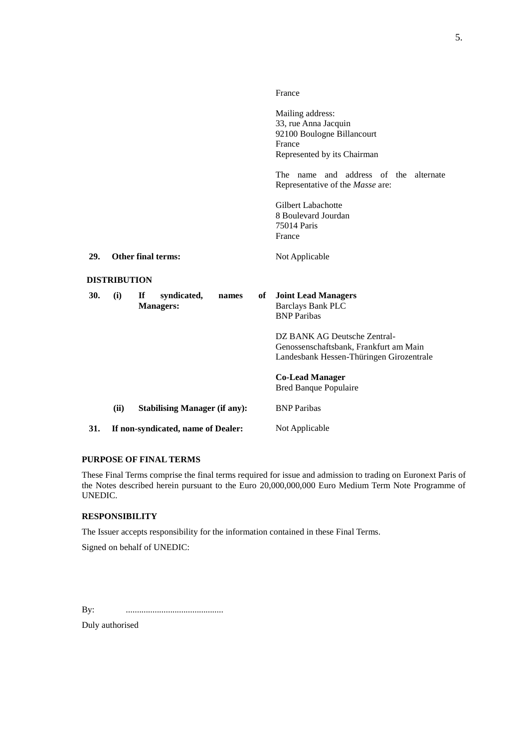| | | |
|---|---|---|
| | | France<br><br>Mailing address:<br>33, rue Anna Jacquin<br>92100 Boulogne Billancourt<br>France<br>Represented by its Chairman<br><br>The name and address of the alternate Representative of the *Masse* are:<br><br>Gilbert Labachotte<br>8 Boulevard Jourdan<br>75014 Paris<br>France |
| **29.** | **Other final terms:** | Not Applicable |

**DISTRIBUTION**

| | | | |
|---|---|---|---|
| **30.** | **(i)** | **If syndicated, names of Managers:** | **Joint Lead Managers**<br>Barclays Bank PLC<br>BNP Paribas<br><br>DZ BANK AG Deutsche Zentral-Genossenschaftsbank, Frankfurt am Main<br>Landesbank Hessen-Thüringen Girozentrale<br><br>**Co-Lead Manager**<br>Bred Banque Populaire |
| | **(ii)** | **Stabilising Manager (if any):** | BNP Paribas |
| **31.** | | **If non-syndicated, name of Dealer:** | Not Applicable |

**PURPOSE OF FINAL TERMS**

These Final Terms comprise the final terms required for issue and admission to trading on Euronext Paris of the Notes described herein pursuant to the Euro 20,000,000,000 Euro Medium Term Note Programme of UNEDIC.

**RESPONSIBILITY**

The Issuer accepts responsibility for the information contained in these Final Terms.

Signed on behalf of UNEDIC:

By: ............................................

Duly authorised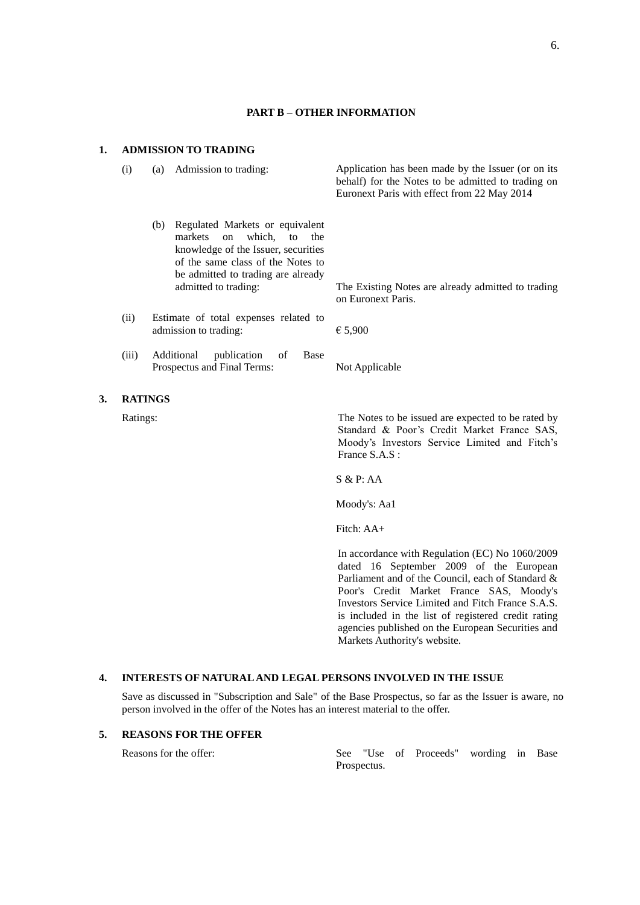## PART B – OTHER INFORMATION

### 1. ADMISSION TO TRADING

| | | |
|---|---|---|
| (i) | (a) Admission to trading: | Application has been made by the Issuer (or on its behalf) for the Notes to be admitted to trading on Euronext Paris with effect from 22 May 2014 |
| | (b) Regulated Markets or equivalent markets on which, to the knowledge of the Issuer, securities of the same class of the Notes to be admitted to trading are already admitted to trading: | The Existing Notes are already admitted to trading on Euronext Paris. |
| (ii) | Estimate of total expenses related to admission to trading: | € 5,900 |
| (iii) | Additional publication of Base Prospectus and Final Terms: | Not Applicable |

### 3. RATINGS

Ratings:

The Notes to be issued are expected to be rated by Standard & Poor's Credit Market France SAS, Moody's Investors Service Limited and Fitch's France S.A.S :

S & P: AA

Moody's: Aa1

Fitch: AA+

In accordance with Regulation (EC) No 1060/2009 dated 16 September 2009 of the European Parliament and of the Council, each of Standard & Poor's Credit Market France SAS, Moody's Investors Service Limited and Fitch France S.A.S. is included in the list of registered credit rating agencies published on the European Securities and Markets Authority's website.

### 4. INTERESTS OF NATURAL AND LEGAL PERSONS INVOLVED IN THE ISSUE

Save as discussed in "Subscription and Sale" of the Base Prospectus, so far as the Issuer is aware, no person involved in the offer of the Notes has an interest material to the offer.

### 5. REASONS FOR THE OFFER

Reasons for the offer: See "Use of Proceeds" wording in Base Prospectus.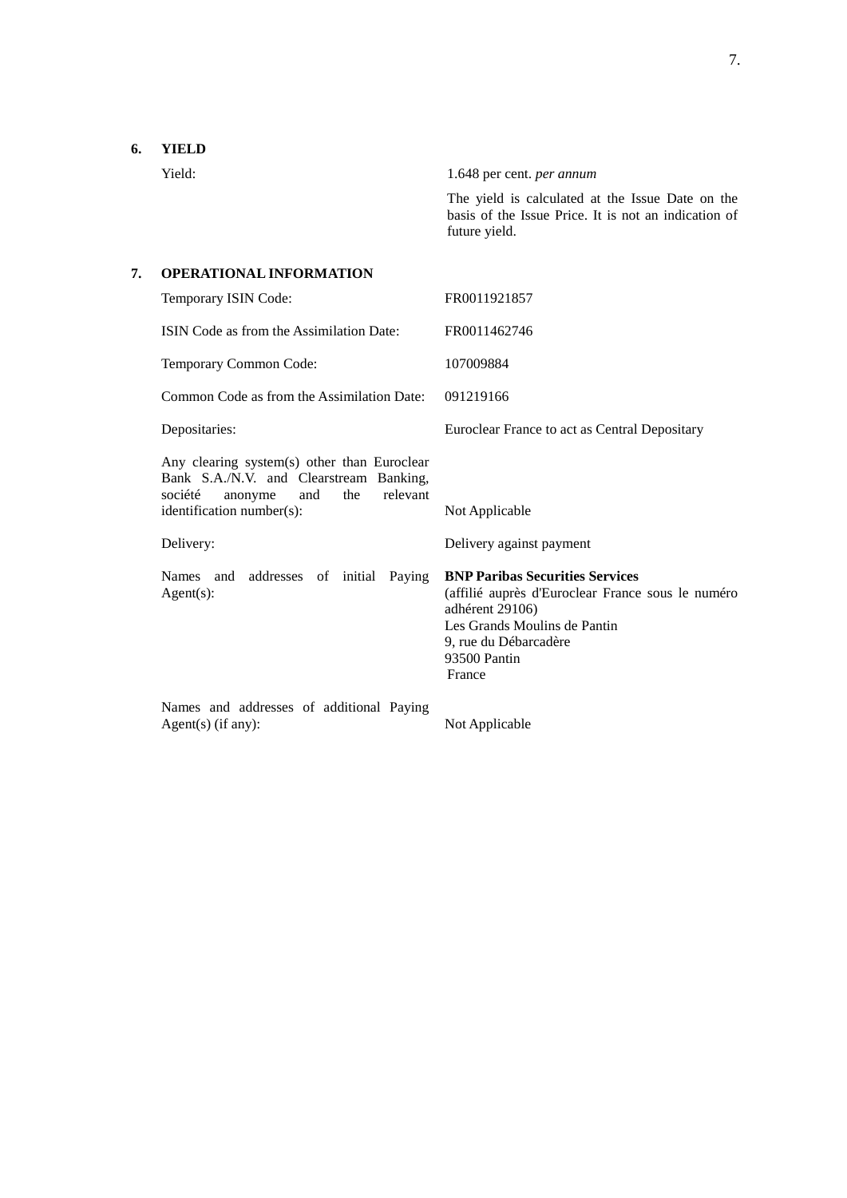## 6. YIELD

| | |
|---|---|
| Yield: | 1.648 per cent. *per annum* |
| | The yield is calculated at the Issue Date on the basis of the Issue Price. It is not an indication of future yield. |

## 7. OPERATIONAL INFORMATION

| | |
|---|---|
| Temporary ISIN Code: | FR0011921857 |
| ISIN Code as from the Assimilation Date: | FR0011462746 |
| Temporary Common Code: | 107009884 |
| Common Code as from the Assimilation Date: | 091219166 |
| Depositaries: | Euroclear France to act as Central Depositary |
| Any clearing system(s) other than Euroclear Bank S.A./N.V. and Clearstream Banking, société anonyme and the relevant identification number(s): | Not Applicable |
| Delivery: | Delivery against payment |
| Names and addresses of initial Paying Agent(s): | **BNP Paribas Securities Services**<br>(affilié auprès d'Euroclear France sous le numéro adhérent 29106)<br>Les Grands Moulins de Pantin<br>9, rue du Débarcadère<br>93500 Pantin<br>France |
| Names and addresses of additional Paying Agent(s) (if any): | Not Applicable |